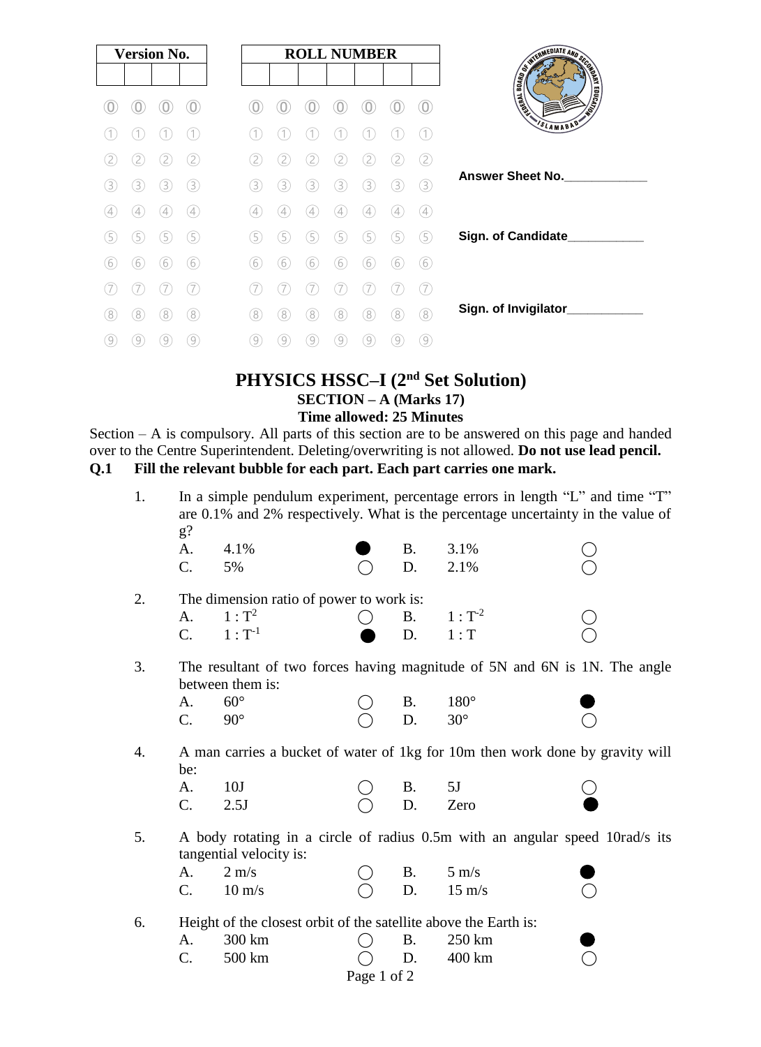| Version No. | | | |
|---|---|---|---|
| | | | |

| ROLL NUMBER | | | | | | |
|---|---|---|---|---|---|---|
| | | | | | | |

Answer Sheet No.____________

Sign. of Candidate___________

Sign. of Invigilator___________

# PHYSICS HSSC–I ($2^{nd}$ Set Solution)

## SECTION – A (Marks 17)

**Time allowed: 25 Minutes**

Section – A is compulsory. All parts of this section are to be answered on this page and handed over to the Centre Superintendent. Deleting/overwriting is not allowed. **Do not use lead pencil.**

**Q.1 Fill the relevant bubble for each part. Each part carries one mark.**

1. In a simple pendulum experiment, percentage errors in length "L" and time "T" are 0.1% and 2% respectively. What is the percentage uncertainty in the value of g?
   - A. 4.1% ●
   - B. 3.1% ○
   - C. 5% ○
   - D. 2.1% ○

2. The dimension ratio of power to work is:
   - A. $1 : T^2$ ○
   - B. $1 : T^{-2}$ ○
   - C. $1 : T^{-1}$ ●
   - D. $1 : T$ ○

3. The resultant of two forces having magnitude of 5N and 6N is 1N. The angle between them is:
   - A. 60° ○
   - B. 180° ●
   - C. 90° ○
   - D. 30° ○

4. A man carries a bucket of water of 1kg for 10m then work done by gravity will be:
   - A. 10J ○
   - B. 5J ○
   - C. 2.5J ○
   - D. Zero ●

5. A body rotating in a circle of radius 0.5m with an angular speed 10rad/s its tangential velocity is:
   - A. 2 m/s ○
   - B. 5 m/s ●
   - C. 10 m/s ○
   - D. 15 m/s ○

6. Height of the closest orbit of the satellite above the Earth is:
   - A. 300 km ○
   - B. 250 km ●
   - C. 500 km ○
   - D. 400 km ○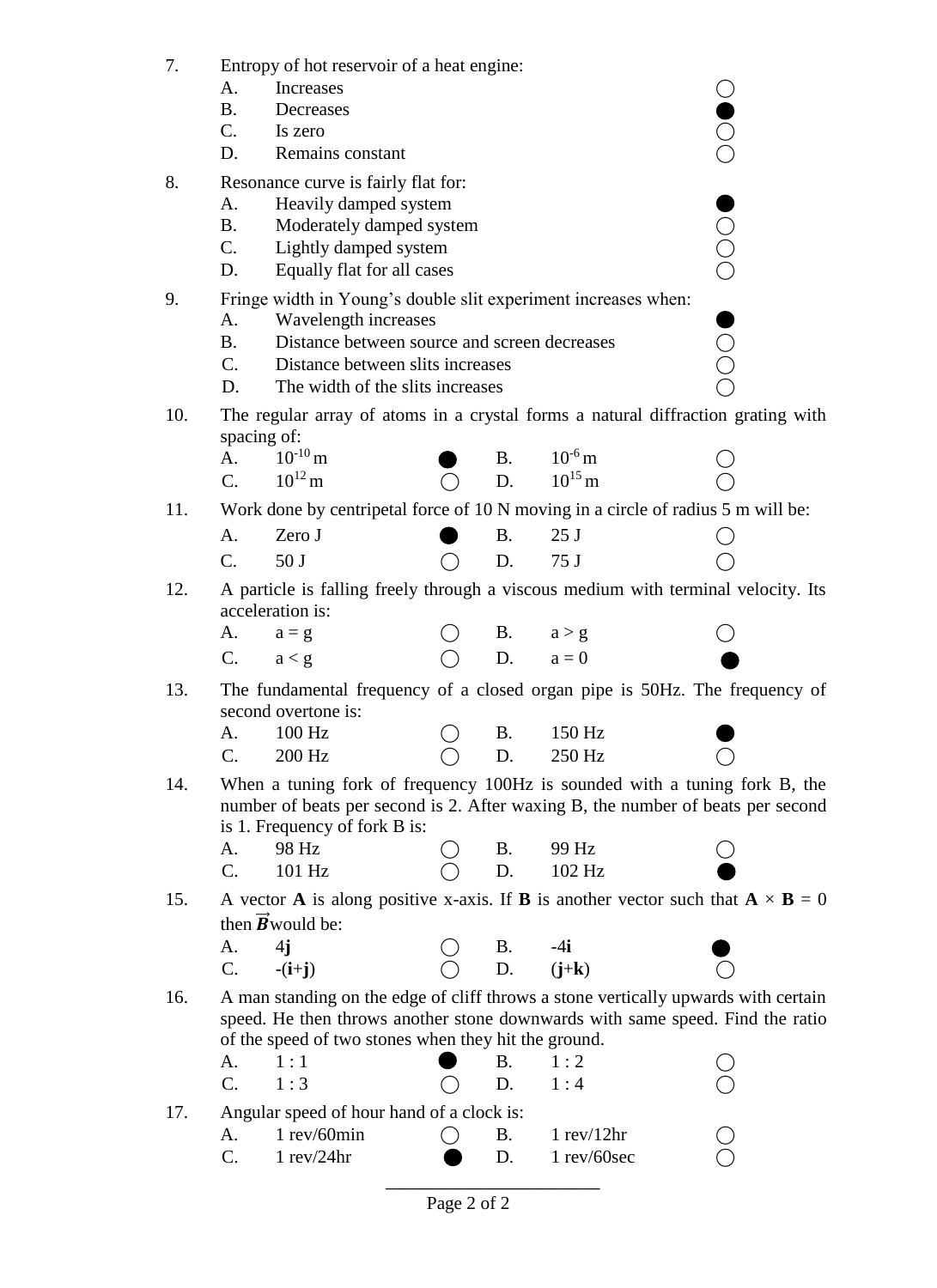7. Entropy of hot reservoir of a heat engine:
   - A. Increases ○
   - B. Decreases ●
   - C. Is zero ○
   - D. Remains constant ○

8. Resonance curve is fairly flat for:
   - A. Heavily damped system ●
   - B. Moderately damped system ○
   - C. Lightly damped system ○
   - D. Equally flat for all cases ○

9. Fringe width in Young's double slit experiment increases when:
   - A. Wavelength increases ●
   - B. Distance between source and screen decreases ○
   - C. Distance between slits increases ○
   - D. The width of the slits increases ○

10. The regular array of atoms in a crystal forms a natural diffraction grating with spacing of:
    - A. $10^{-10}$ m ●
    - B. $10^{-6}$ m ○
    - C. $10^{12}$ m ○
    - D. $10^{15}$ m ○

11. Work done by centripetal force of 10 N moving in a circle of radius 5 m will be:
    - A. Zero J ●
    - B. 25 J ○
    - C. 50 J ○
    - D. 75 J ○

12. A particle is falling freely through a viscous medium with terminal velocity. Its acceleration is:
    - A. $a = g$ ○
    - B. $a > g$ ○
    - C. $a < g$ ○
    - D. $a = 0$ ●

13. The fundamental frequency of a closed organ pipe is 50Hz. The frequency of second overtone is:
    - A. 100 Hz ○
    - B. 150 Hz ●
    - C. 200 Hz ○
    - D. 250 Hz ○

14. When a tuning fork of frequency 100Hz is sounded with a tuning fork B, the number of beats per second is 2. After waxing B, the number of beats per second is 1. Frequency of fork B is:
    - A. 98 Hz ○
    - B. 99 Hz ○
    - C. 101 Hz ○
    - D. 102 Hz ●

15. A vector **A** is along positive x-axis. If **B** is another vector such that **A** × **B** = 0 then $\vec{B}$ would be:
    - A. 4**j** ○
    - B. -4**i** ●
    - C. -(**i**+**j**) ○
    - D. (**j**+**k**) ○

16. A man standing on the edge of cliff throws a stone vertically upwards with certain speed. He then throws another stone downwards with same speed. Find the ratio of the speed of two stones when they hit the ground.
    - A. 1 : 1 ●
    - B. 1 : 2 ○
    - C. 1 : 3 ○
    - D. 1 : 4 ○

17. Angular speed of hour hand of a clock is:
    - A. 1 rev/60min ○
    - B. 1 rev/12hr ○
    - C. 1 rev/24hr ●
    - D. 1 rev/60sec ○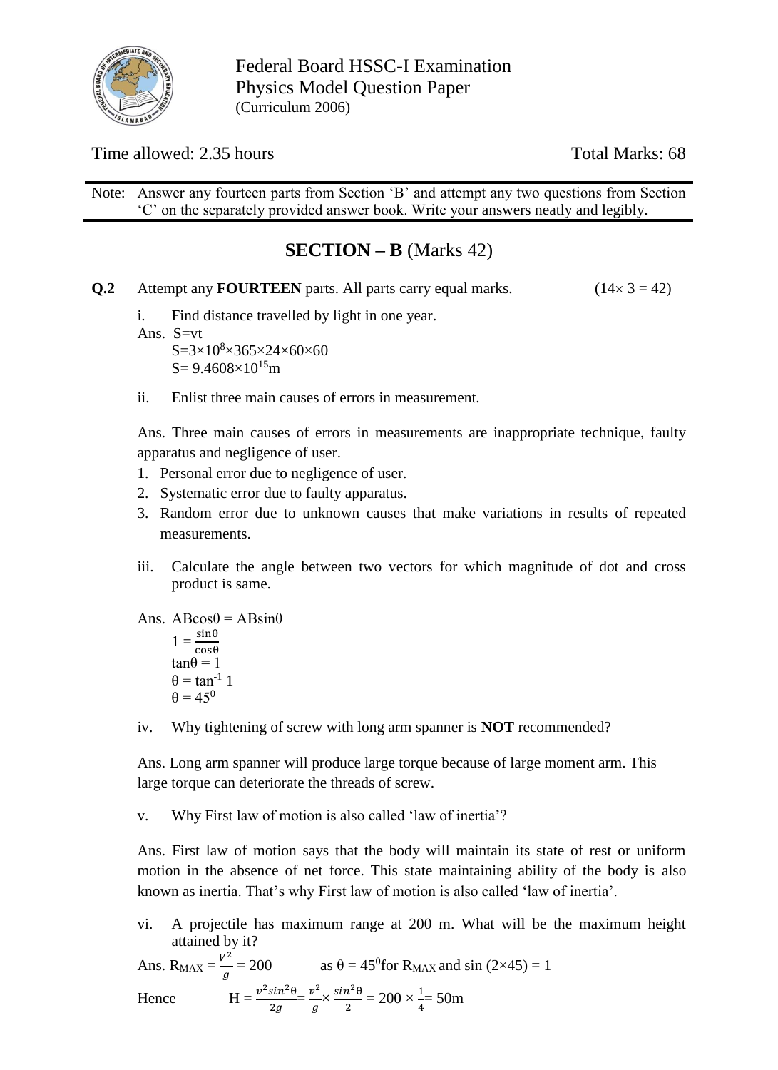Federal Board HSSC-I Examination
Physics Model Question Paper
(Curriculum 2006)

Time allowed: 2.35 hours | Total Marks: 68

Note: Answer any fourteen parts from Section 'B' and attempt any two questions from Section 'C' on the separately provided answer book. Write your answers neatly and legibly.

## SECTION – B (Marks 42)

**Q.2** Attempt any **FOURTEEN** parts. All parts carry equal marks. $(14\times 3 = 42)$

i. Find distance travelled by light in one year.

Ans. $S=vt$

$S=3\times10^{8}\times365\times24\times60\times60$

$S= 9.4608\times10^{15}\text{m}$

ii. Enlist three main causes of errors in measurement.

Ans. Three main causes of errors in measurements are inappropriate technique, faulty apparatus and negligence of user.

1. Personal error due to negligence of user.
2. Systematic error due to faulty apparatus.
3. Random error due to unknown causes that make variations in results of repeated measurements.

iii. Calculate the angle between two vectors for which magnitude of dot and cross product is same.

Ans. $AB\cos\theta = AB\sin\theta$

$1 = \frac{\sin\theta}{\cos\theta}$

$\tan\theta = 1$

$\theta = \tan^{-1} 1$

$\theta = 45^{0}$

iv. Why tightening of screw with long arm spanner is **NOT** recommended?

Ans. Long arm spanner will produce large torque because of large moment arm. This large torque can deteriorate the threads of screw.

v. Why First law of motion is also called 'law of inertia'?

Ans. First law of motion says that the body will maintain its state of rest or uniform motion in the absence of net force. This state maintaining ability of the body is also known as inertia. That's why First law of motion is also called 'law of inertia'.

vi. A projectile has maximum range at 200 m. What will be the maximum height attained by it?

Ans. $R_{MAX} = \frac{v^2}{g} = 200$ as $\theta = 45^{0}$ for $R_{MAX}$ and $\sin(2\times45) = 1$

Hence $H = \frac{v^2\sin^2\theta}{2g} = \frac{v^2}{g}\times\frac{\sin^2\theta}{2} = 200\times\frac{1}{4} = 50\text{m}$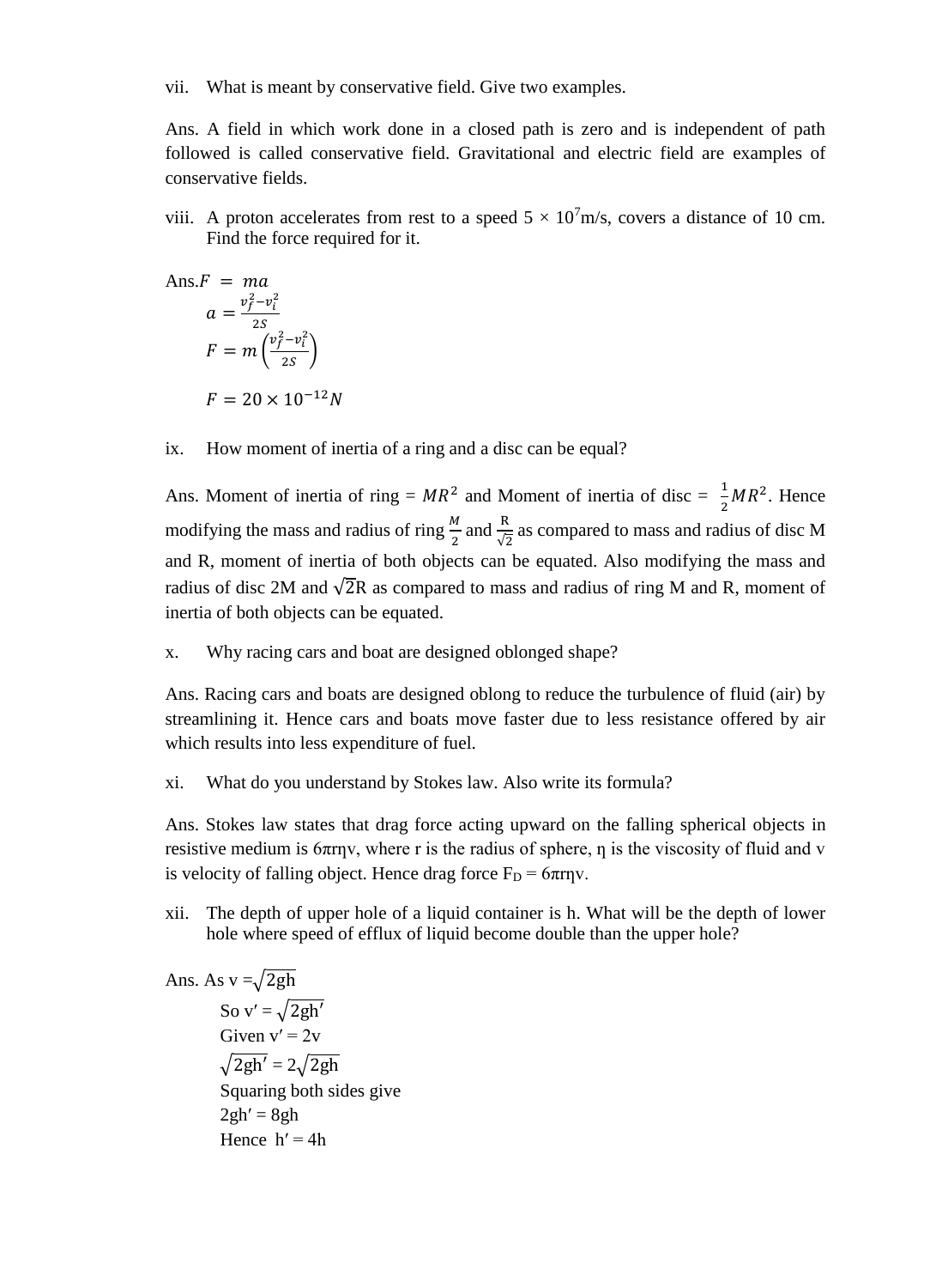vii. What is meant by conservative field. Give two examples.

Ans. A field in which work done in a closed path is zero and is independent of path followed is called conservative field. Gravitational and electric field are examples of conservative fields.

viii. A proton accelerates from rest to a speed $5 \times 10^7$m/s, covers a distance of 10 cm. Find the force required for it.

Ans. $F = ma$

$$a = \frac{v_f^2 - v_i^2}{2S}$$

$$F = m\left(\frac{v_f^2 - v_i^2}{2S}\right)$$

$$F = 20 \times 10^{-12} N$$

ix. How moment of inertia of a ring and a disc can be equal?

Ans. Moment of inertia of ring = $MR^2$ and Moment of inertia of disc = $\frac{1}{2}MR^2$. Hence modifying the mass and radius of ring $\frac{M}{2}$ and $\frac{R}{\sqrt{2}}$ as compared to mass and radius of disc M and R, moment of inertia of both objects can be equated. Also modifying the mass and radius of disc 2M and $\sqrt{2}$R as compared to mass and radius of ring M and R, moment of inertia of both objects can be equated.

x. Why racing cars and boat are designed oblonged shape?

Ans. Racing cars and boats are designed oblong to reduce the turbulence of fluid (air) by streamlining it. Hence cars and boats move faster due to less resistance offered by air which results into less expenditure of fuel.

xi. What do you understand by Stokes law. Also write its formula?

Ans. Stokes law states that drag force acting upward on the falling spherical objects in resistive medium is $6\pi r\eta v$, where r is the radius of sphere, η is the viscosity of fluid and v is velocity of falling object. Hence drag force $F_D = 6\pi r\eta v$.

xii. The depth of upper hole of a liquid container is h. What will be the depth of lower hole where speed of efflux of liquid become double than the upper hole?

Ans. As $v = \sqrt{2gh}$

So $v' = \sqrt{2gh'}$

Given $v' = 2v$

$\sqrt{2gh'} = 2\sqrt{2gh}$

Squaring both sides give

$2gh' = 8gh$

Hence $h' = 4h$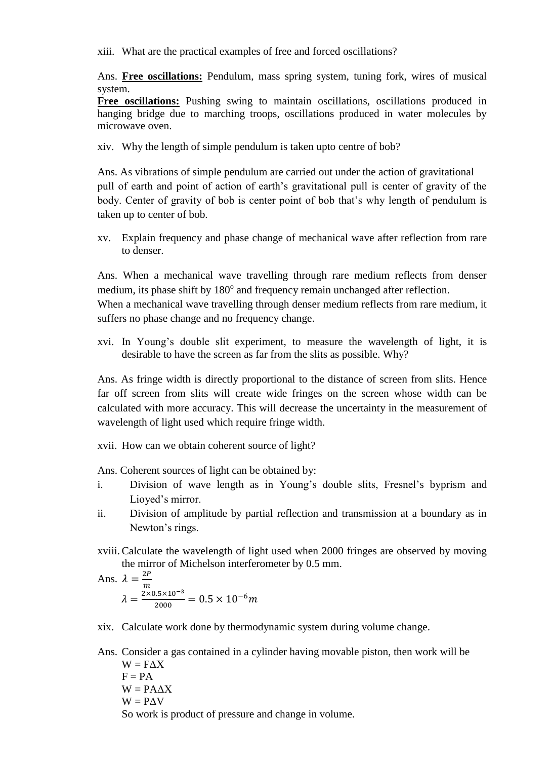xiii. What are the practical examples of free and forced oscillations?

Ans. **Free oscillations:** Pendulum, mass spring system, tuning fork, wires of musical system.
**Free oscillations:** Pushing swing to maintain oscillations, oscillations produced in hanging bridge due to marching troops, oscillations produced in water molecules by microwave oven.

xiv. Why the length of simple pendulum is taken upto centre of bob?

Ans. As vibrations of simple pendulum are carried out under the action of gravitational pull of earth and point of action of earth's gravitational pull is center of gravity of the body. Center of gravity of bob is center point of bob that's why length of pendulum is taken up to center of bob.

xv. Explain frequency and phase change of mechanical wave after reflection from rare to denser.

Ans. When a mechanical wave travelling through rare medium reflects from denser medium, its phase shift by $180^o$ and frequency remain unchanged after reflection.
When a mechanical wave travelling through denser medium reflects from rare medium, it suffers no phase change and no frequency change.

xvi. In Young's double slit experiment, to measure the wavelength of light, it is desirable to have the screen as far from the slits as possible. Why?

Ans. As fringe width is directly proportional to the distance of screen from slits. Hence far off screen from slits will create wide fringes on the screen whose width can be calculated with more accuracy. This will decrease the uncertainty in the measurement of wavelength of light used which require fringe width.

xvii. How can we obtain coherent source of light?

Ans. Coherent sources of light can be obtained by:

i. Division of wave length as in Young's double slits, Fresnel's byprism and Lioyed's mirror.
ii. Division of amplitude by partial reflection and transmission at a boundary as in Newton's rings.

xviii. Calculate the wavelength of light used when 2000 fringes are observed by moving the mirror of Michelson interferometer by 0.5 mm.

Ans. $\lambda = \frac{2P}{m}$

$\lambda = \frac{2\times0.5\times10^{-3}}{2000} = 0.5 \times 10^{-6}m$

xix. Calculate work done by thermodynamic system during volume change.

Ans. Consider a gas contained in a cylinder having movable piston, then work will be

$W = F\Delta X$

$F = PA$

$W = PA\Delta X$

$W = P\Delta V$

So work is product of pressure and change in volume.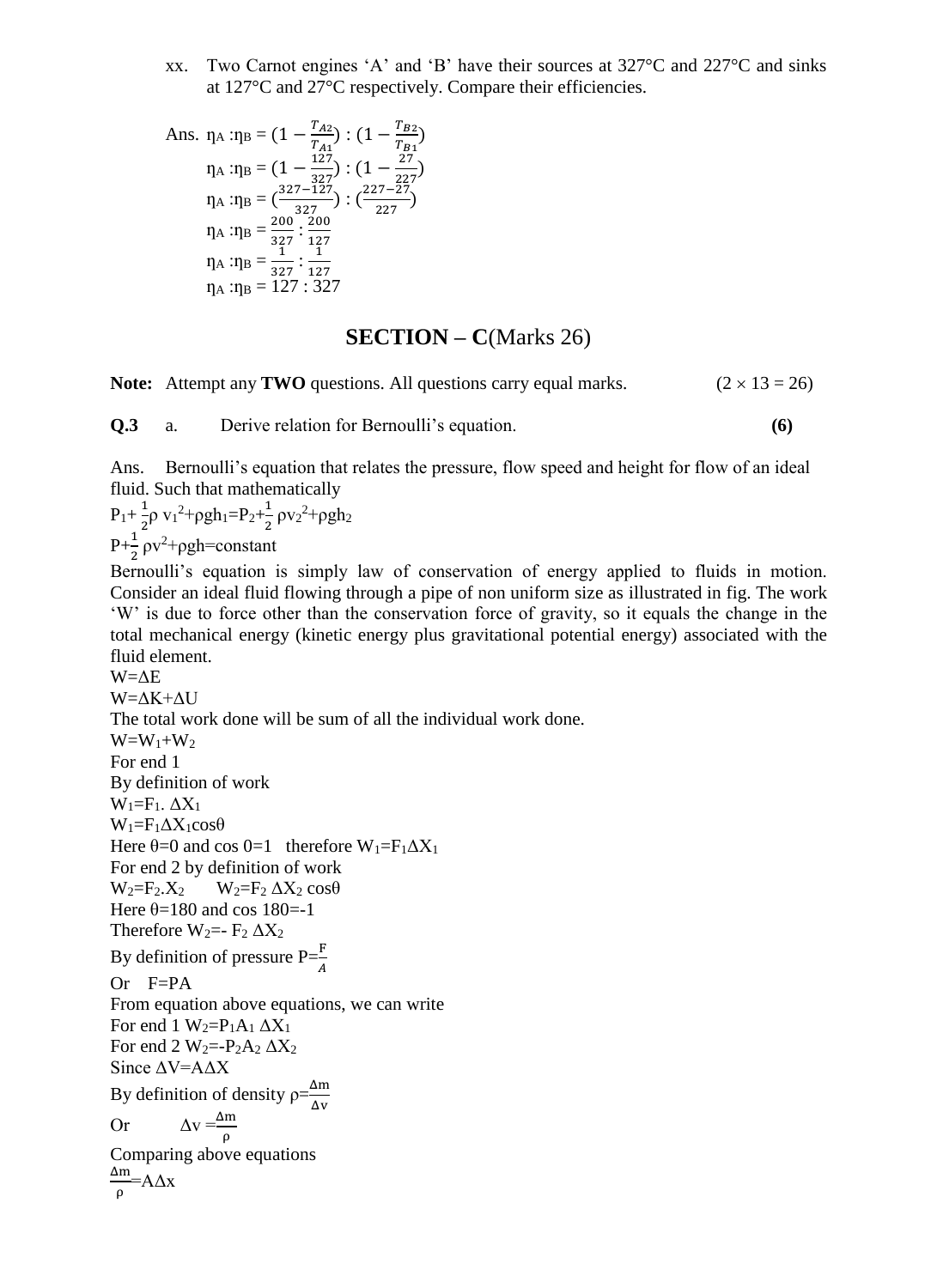xx. Two Carnot engines 'A' and 'B' have their sources at 327°C and 227°C and sinks at 127°C and 27°C respectively. Compare their efficiencies.

Ans. $\eta_A : \eta_B = (1 - \frac{T_{A2}}{T_{A1}}) : (1 - \frac{T_{B2}}{T_{B1}})$

$\eta_A : \eta_B = (1 - \frac{127}{327}) : (1 - \frac{27}{227})$

$\eta_A : \eta_B = (\frac{327-127}{327}) : (\frac{227-27}{227})$

$\eta_A : \eta_B = \frac{200}{327} : \frac{200}{127}$

$\eta_A : \eta_B = \frac{1}{327} : \frac{1}{127}$

$\eta_A : \eta_B = 127 : 327$

## SECTION – C (Marks 26)

**Note:** Attempt any **TWO** questions. All questions carry equal marks. $(2 \times 13 = 26)$

**Q.3** a. Derive relation for Bernoulli's equation. **(6)**

Ans. Bernoulli's equation that relates the pressure, flow speed and height for flow of an ideal fluid. Such that mathematically

$P_1 + \frac{1}{2}\rho v_1^2 + \rho g h_1 = P_2 + \frac{1}{2}\rho v_2^2 + \rho g h_2$

$P + \frac{1}{2}\rho v^2 + \rho g h = \text{constant}$

Bernoulli's equation is simply law of conservation of energy applied to fluids in motion. Consider an ideal fluid flowing through a pipe of non uniform size as illustrated in fig. The work 'W' is due to force other than the conservation force of gravity, so it equals the change in the total mechanical energy (kinetic energy plus gravitational potential energy) associated with the fluid element.

$W = \Delta E$

$W = \Delta K + \Delta U$

The total work done will be sum of all the individual work done.

$W = W_1 + W_2$

For end 1

By definition of work

$W_1 = F_1 . \Delta X_1$

$W_1 = F_1 \Delta X_1 \cos\theta$

Here $\theta = 0$ and $\cos 0 = 1$ therefore $W_1 = F_1 \Delta X_1$

For end 2 by definition of work

$W_2 = F_2 . X_2$ $\quad W_2 = F_2 \Delta X_2 \cos\theta$

Here $\theta = 180$ and $\cos 180 = -1$

Therefore $W_2 = - F_2 \Delta X_2$

By definition of pressure $P = \frac{F}{A}$

Or $F = PA$

From equation above equations, we can write

For end 1 $W_2 = P_1 A_1 \Delta X_1$

For end 2 $W_2 = -P_2 A_2 \Delta X_2$

Since $\Delta V = A \Delta X$

By definition of density $\rho = \frac{\Delta m}{\Delta v}$

Or $\Delta v = \frac{\Delta m}{\rho}$

Comparing above equations

$\frac{\Delta m}{\rho} = A \Delta x$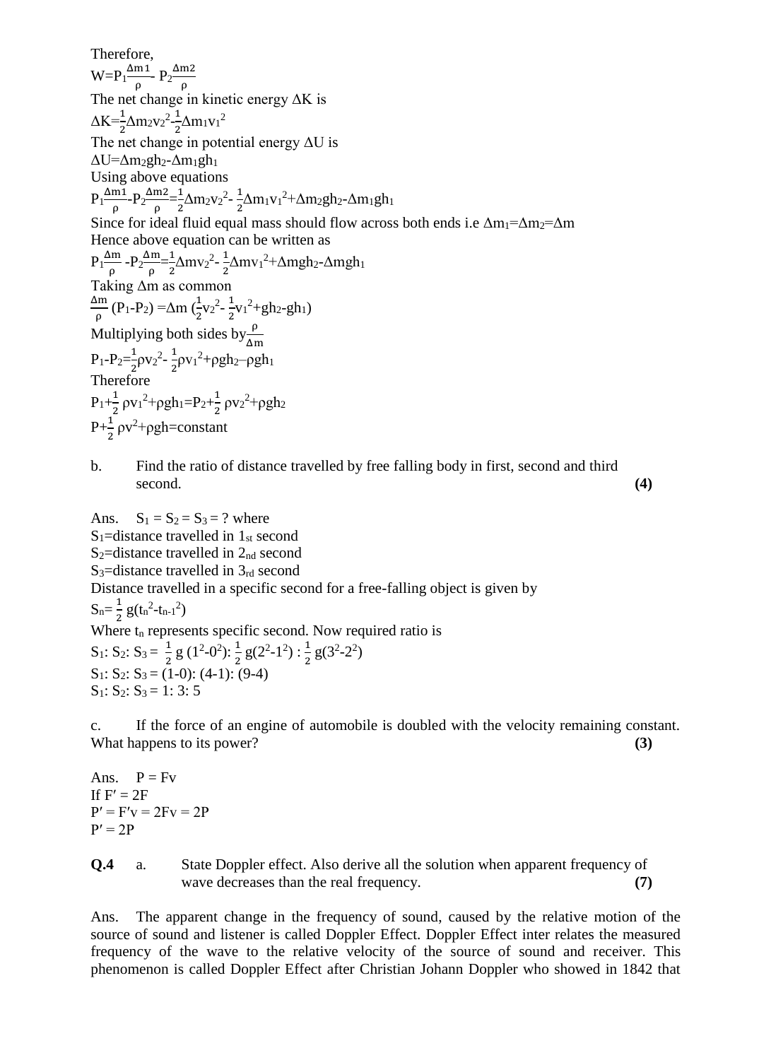Therefore,

$W=P_1\frac{\Delta m1}{\rho}- P_2\frac{\Delta m2}{\rho}$

The net change in kinetic energy ΔK is

$\Delta K=\frac{1}{2}\Delta m_2v_2^2-\frac{1}{2}\Delta m_1v_1^2$

The net change in potential energy ΔU is

$\Delta U=\Delta m_2gh_2-\Delta m_1gh_1$

Using above equations

$P_1\frac{\Delta m1}{\rho}-P_2\frac{\Delta m2}{\rho}=\frac{1}{2}\Delta m_2v_2^2- \frac{1}{2}\Delta m_1v_1^2+\Delta m_2gh_2-\Delta m_1gh_1$

Since for ideal fluid equal mass should flow across both ends i.e $\Delta m_1=\Delta m_2=\Delta m$

Hence above equation can be written as

$P_1\frac{\Delta m}{\rho} -P_2\frac{\Delta m}{\rho}=\frac{1}{2}\Delta mv_2^2- \frac{1}{2}\Delta mv_1^2+\Delta mgh_2-\Delta mgh_1$

Taking Δm as common

$\frac{\Delta m}{\rho}(P_1-P_2) =\Delta m\ (\frac{1}{2}v_2^2- \frac{1}{2}v_1^2+gh_2-gh_1)$

Multiplying both sides by $\frac{\rho}{\Delta m}$

$P_1-P_2=\frac{1}{2}\rho v_2^2- \frac{1}{2}\rho v_1^2+\rho gh_2-\rho gh_1$

Therefore

$P_1+\frac{1}{2}\rho v_1^2+\rho gh_1=P_2+\frac{1}{2}\rho v_2^2+\rho gh_2$

$P+\frac{1}{2}\rho v^2+\rho gh=\text{constant}$

b. Find the ratio of distance travelled by free falling body in first, second and third second. **(4)**

Ans. $S_1 = S_2 = S_3 = ?$ where

$S_1$=distance travelled in $1_{st}$ second

$S_2$=distance travelled in $2_{nd}$ second

$S_3$=distance travelled in $3_{rd}$ second

Distance travelled in a specific second for a free-falling object is given by

$S_n= \frac{1}{2}g(t_n^2-t_{n-1}^2)$

Where $t_n$ represents specific second. Now required ratio is

$S_1: S_2: S_3 = \frac{1}{2}g\ (1^2-0^2): \frac{1}{2}g(2^2-1^2) : \frac{1}{2}g(3^2-2^2)$

$S_1: S_2: S_3 = (1-0): (4-1): (9-4)$

$S_1: S_2: S_3 = 1: 3: 5$

c. If the force of an engine of automobile is doubled with the velocity remaining constant. What happens to its power? **(3)**

Ans. $P = Fv$

If $F' = 2F$

$P' = F'v = 2Fv = 2P$

$P' = 2P$

**Q.4** a. State Doppler effect. Also derive all the solution when apparent frequency of wave decreases than the real frequency. **(7)**

Ans. The apparent change in the frequency of sound, caused by the relative motion of the source of sound and listener is called Doppler Effect. Doppler Effect inter relates the measured frequency of the wave to the relative velocity of the source of sound and receiver. This phenomenon is called Doppler Effect after Christian Johann Doppler who showed in 1842 that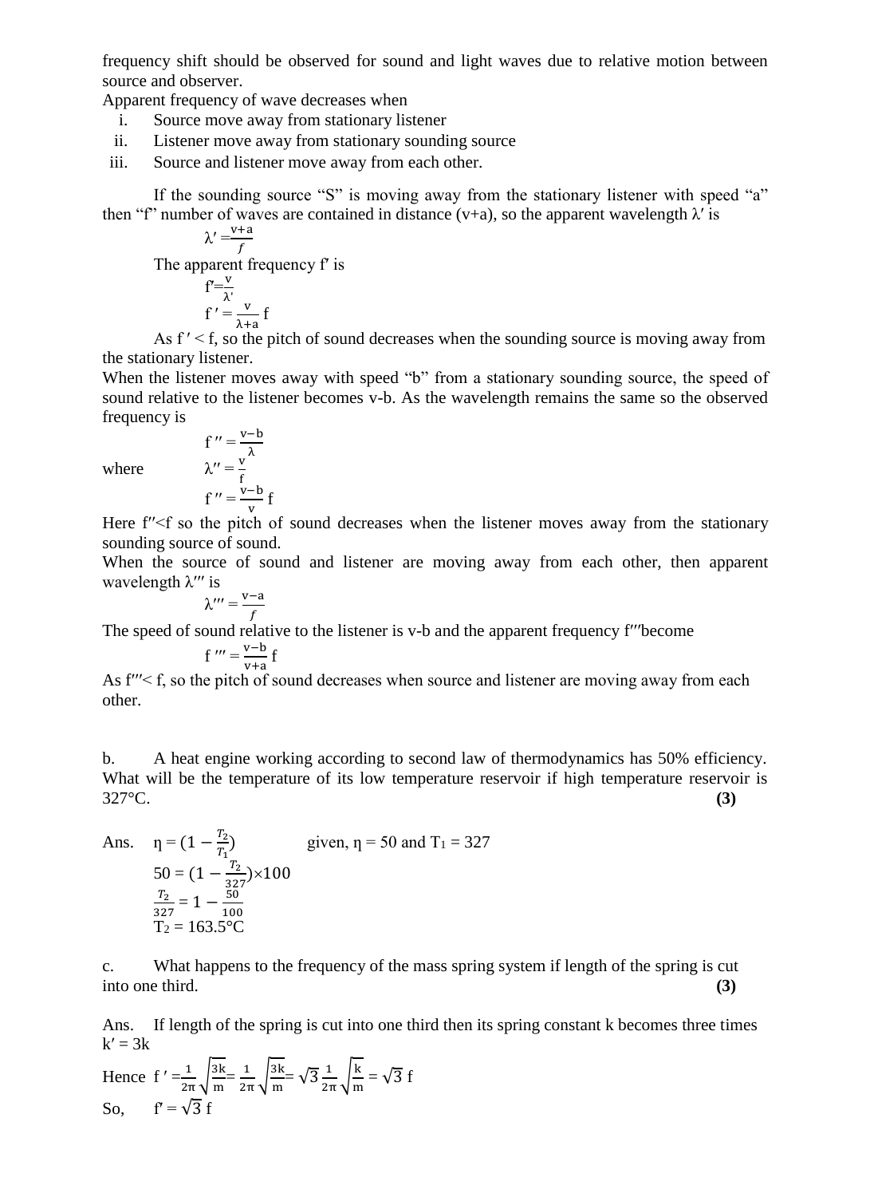frequency shift should be observed for sound and light waves due to relative motion between source and observer.

Apparent frequency of wave decreases when

i. Source move away from stationary listener
ii. Listener move away from stationary sounding source
iii. Source and listener move away from each other.

If the sounding source "S" is moving away from the stationary listener with speed "a" then "f" number of waves are contained in distance (v+a), so the apparent wavelength λ′ is

$$\lambda' = \frac{v+a}{f}$$

The apparent frequency f′ is

$$f' = \frac{v}{\lambda'}$$

$$f' = \frac{v}{\lambda + a} f$$

As $f' < f$, so the pitch of sound decreases when the sounding source is moving away from the stationary listener.

When the listener moves away with speed "b" from a stationary sounding source, the speed of sound relative to the listener becomes v-b. As the wavelength remains the same so the observed frequency is

$$f'' = \frac{v-b}{\lambda}$$

where

$$\lambda'' = \frac{v}{f}$$

$$f'' = \frac{v-b}{v} f$$

Here $f'' < f$ so the pitch of sound decreases when the listener moves away from the stationary sounding source of sound.

When the source of sound and listener are moving away from each other, then apparent wavelength λ‴ is

$$\lambda''' = \frac{v-a}{f}$$

The speed of sound relative to the listener is v-b and the apparent frequency f‴ become

$$f''' = \frac{v-b}{v+a} f$$

As $f''' < f$, so the pitch of sound decreases when source and listener are moving away from each other.

b. A heat engine working according to second law of thermodynamics has 50% efficiency. What will be the temperature of its low temperature reservoir if high temperature reservoir is 327°C. **(3)**

Ans. $\eta = (1 - \frac{T_2}{T_1})$ given, $\eta = 50$ and $T_1 = 327$

$$50 = (1 - \frac{T_2}{327}) \times 100$$

$$\frac{T_2}{327} = 1 - \frac{50}{100}$$

$$T_2 = 163.5°C$$

c. What happens to the frequency of the mass spring system if length of the spring is cut into one third. **(3)**

Ans. If length of the spring is cut into one third then its spring constant k becomes three times $k' = 3k$

Hence $f' = \frac{1}{2\pi}\sqrt{\frac{3k}{m}} = \frac{1}{2\pi}\sqrt{\frac{3k}{m}} = \sqrt{3}\,\frac{1}{2\pi}\sqrt{\frac{k}{m}} = \sqrt{3}\, f$

So, $f' = \sqrt{3}\, f$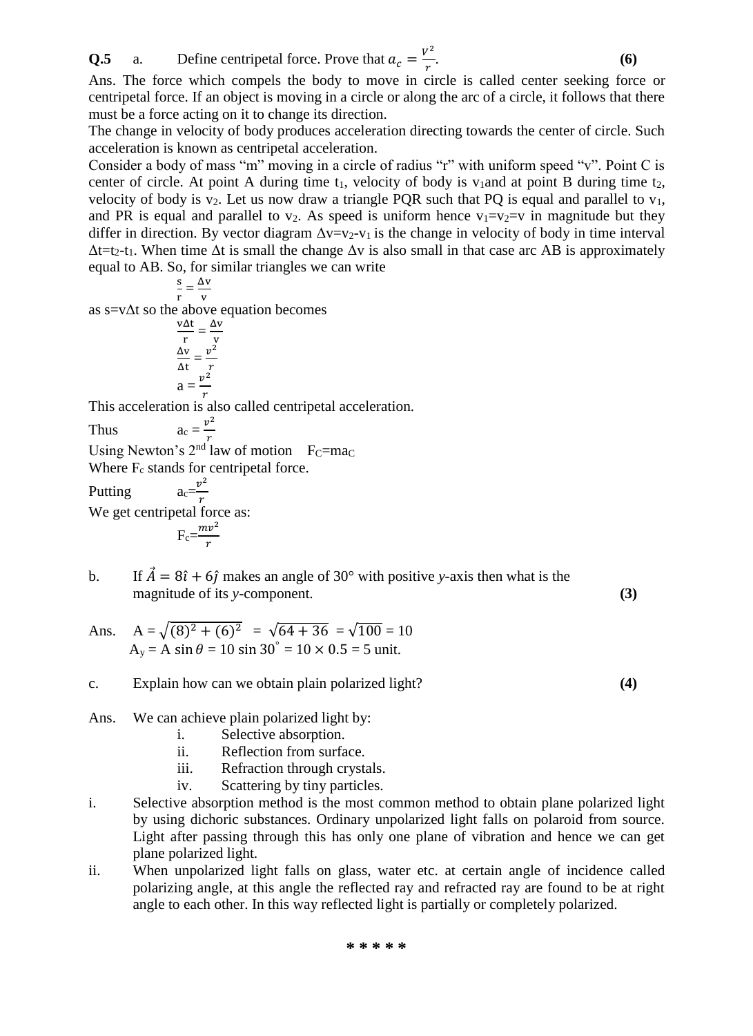**Q.5** a. Define centripetal force. Prove that $a_c = \frac{V^2}{r}$. **(6)**

Ans. The force which compels the body to move in circle is called center seeking force or centripetal force. If an object is moving in a circle or along the arc of a circle, it follows that there must be a force acting on it to change its direction.

The change in velocity of body produces acceleration directing towards the center of circle. Such acceleration is known as centripetal acceleration.

Consider a body of mass "m" moving in a circle of radius "r" with uniform speed "v". Point C is center of circle. At point A during time $t_1$, velocity of body is $v_1$and at point B during time $t_2$, velocity of body is $v_2$. Let us now draw a triangle PQR such that PQ is equal and parallel to $v_1$, and PR is equal and parallel to $v_2$. As speed is uniform hence $v_1=v_2=v$ in magnitude but they differ in direction. By vector diagram $\Delta v=v_2-v_1$ is the change in velocity of body in time interval $\Delta t=t_2-t_1$. When time $\Delta t$ is small the change $\Delta v$ is also small in that case arc AB is approximately equal to AB. So, for similar triangles we can write

$$\frac{s}{r} = \frac{\Delta v}{v}$$

as $s=v\Delta t$ so the above equation becomes

$$\frac{v\Delta t}{r} = \frac{\Delta v}{v}$$

$$\frac{\Delta v}{\Delta t} = \frac{v^2}{r}$$

$$a = \frac{v^2}{r}$$

This acceleration is also called centripetal acceleration.

Thus $a_c = \frac{v^2}{r}$

Using Newton's 2nd law of motion $F_C=ma_C$

Where $F_c$ stands for centripetal force.

Putting $a_c=\frac{v^2}{r}$

We get centripetal force as:

$$F_c=\frac{mv^2}{r}$$

b. If $\vec{A} = 8\hat{\imath} + 6\hat{\jmath}$ makes an angle of 30° with positive *y*-axis then what is the magnitude of its *y*-component. **(3)**

Ans. $A = \sqrt{(8)^2 + (6)^2} = \sqrt{64 + 36} = \sqrt{100} = 10$

$A_y = A \sin\theta = 10 \sin 30^\circ = 10 \times 0.5 = 5$ unit.

c. Explain how can we obtain plain polarized light? **(4)**

Ans. We can achieve plain polarized light by:

i. Selective absorption.
ii. Reflection from surface.
iii. Refraction through crystals.
iv. Scattering by tiny particles.

i. Selective absorption method is the most common method to obtain plane polarized light by using dichoric substances. Ordinary unpolarized light falls on polaroid from source. Light after passing through this has only one plane of vibration and hence we can get plane polarized light.

ii. When unpolarized light falls on glass, water etc. at certain angle of incidence called polarizing angle, at this angle the reflected ray and refracted ray are found to be at right angle to each other. In this way reflected light is partially or completely polarized.

\* \* \* \* \*